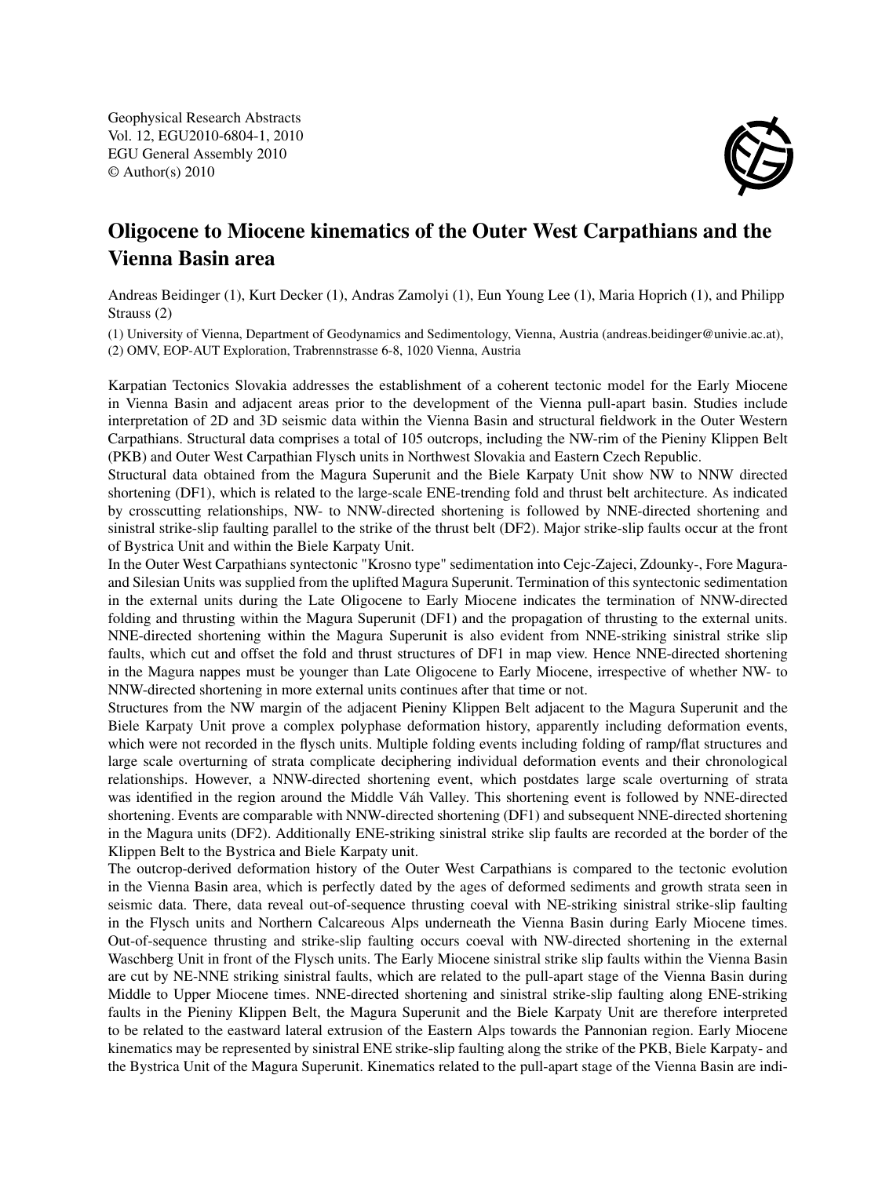Geophysical Research Abstracts
Vol. 12, EGU2010-6804-1, 2010
EGU General Assembly 2010
© Author(s) 2010

# Oligocene to Miocene kinematics of the Outer West Carpathians and the Vienna Basin area

Andreas Beidinger (1), Kurt Decker (1), Andras Zamolyi (1), Eun Young Lee (1), Maria Hoprich (1), and Philipp Strauss (2)

(1) University of Vienna, Department of Geodynamics and Sedimentology, Vienna, Austria (andreas.beidinger@univie.ac.at), (2) OMV, EOP-AUT Exploration, Trabrennstrasse 6-8, 1020 Vienna, Austria

Karpatian Tectonics Slovakia addresses the establishment of a coherent tectonic model for the Early Miocene in Vienna Basin and adjacent areas prior to the development of the Vienna pull-apart basin. Studies include interpretation of 2D and 3D seismic data within the Vienna Basin and structural fieldwork in the Outer Western Carpathians. Structural data comprises a total of 105 outcrops, including the NW-rim of the Pieniny Klippen Belt (PKB) and Outer West Carpathian Flysch units in Northwest Slovakia and Eastern Czech Republic.

Structural data obtained from the Magura Superunit and the Biele Karpaty Unit show NW to NNW directed shortening (DF1), which is related to the large-scale ENE-trending fold and thrust belt architecture. As indicated by crosscutting relationships, NW- to NNW-directed shortening is followed by NNE-directed shortening and sinistral strike-slip faulting parallel to the strike of the thrust belt (DF2). Major strike-slip faults occur at the front of Bystrica Unit and within the Biele Karpaty Unit.

In the Outer West Carpathians syntectonic "Krosno type" sedimentation into Cejc-Zajeci, Zdounky-, Fore Magura- and Silesian Units was supplied from the uplifted Magura Superunit. Termination of this syntectonic sedimentation in the external units during the Late Oligocene to Early Miocene indicates the termination of NNW-directed folding and thrusting within the Magura Superunit (DF1) and the propagation of thrusting to the external units. NNE-directed shortening within the Magura Superunit is also evident from NNE-striking sinistral strike slip faults, which cut and offset the fold and thrust structures of DF1 in map view. Hence NNE-directed shortening in the Magura nappes must be younger than Late Oligocene to Early Miocene, irrespective of whether NW- to NNW-directed shortening in more external units continues after that time or not.

Structures from the NW margin of the adjacent Pieniny Klippen Belt adjacent to the Magura Superunit and the Biele Karpaty Unit prove a complex polyphase deformation history, apparently including deformation events, which were not recorded in the flysch units. Multiple folding events including folding of ramp/flat structures and large scale overturning of strata complicate deciphering individual deformation events and their chronological relationships. However, a NNW-directed shortening event, which postdates large scale overturning of strata was identified in the region around the Middle Váh Valley. This shortening event is followed by NNE-directed shortening. Events are comparable with NNW-directed shortening (DF1) and subsequent NNE-directed shortening in the Magura units (DF2). Additionally ENE-striking sinistral strike slip faults are recorded at the border of the Klippen Belt to the Bystrica and Biele Karpaty unit.

The outcrop-derived deformation history of the Outer West Carpathians is compared to the tectonic evolution in the Vienna Basin area, which is perfectly dated by the ages of deformed sediments and growth strata seen in seismic data. There, data reveal out-of-sequence thrusting coeval with NE-striking sinistral strike-slip faulting in the Flysch units and Northern Calcareous Alps underneath the Vienna Basin during Early Miocene times. Out-of-sequence thrusting and strike-slip faulting occurs coeval with NW-directed shortening in the external Waschberg Unit in front of the Flysch units. The Early Miocene sinistral strike slip faults within the Vienna Basin are cut by NE-NNE striking sinistral faults, which are related to the pull-apart stage of the Vienna Basin during Middle to Upper Miocene times. NNE-directed shortening and sinistral strike-slip faulting along ENE-striking faults in the Pieniny Klippen Belt, the Magura Superunit and the Biele Karpaty Unit are therefore interpreted to be related to the eastward lateral extrusion of the Eastern Alps towards the Pannonian region. Early Miocene kinematics may be represented by sinistral ENE strike-slip faulting along the strike of the PKB, Biele Karpaty- and the Bystrica Unit of the Magura Superunit. Kinematics related to the pull-apart stage of the Vienna Basin are indi-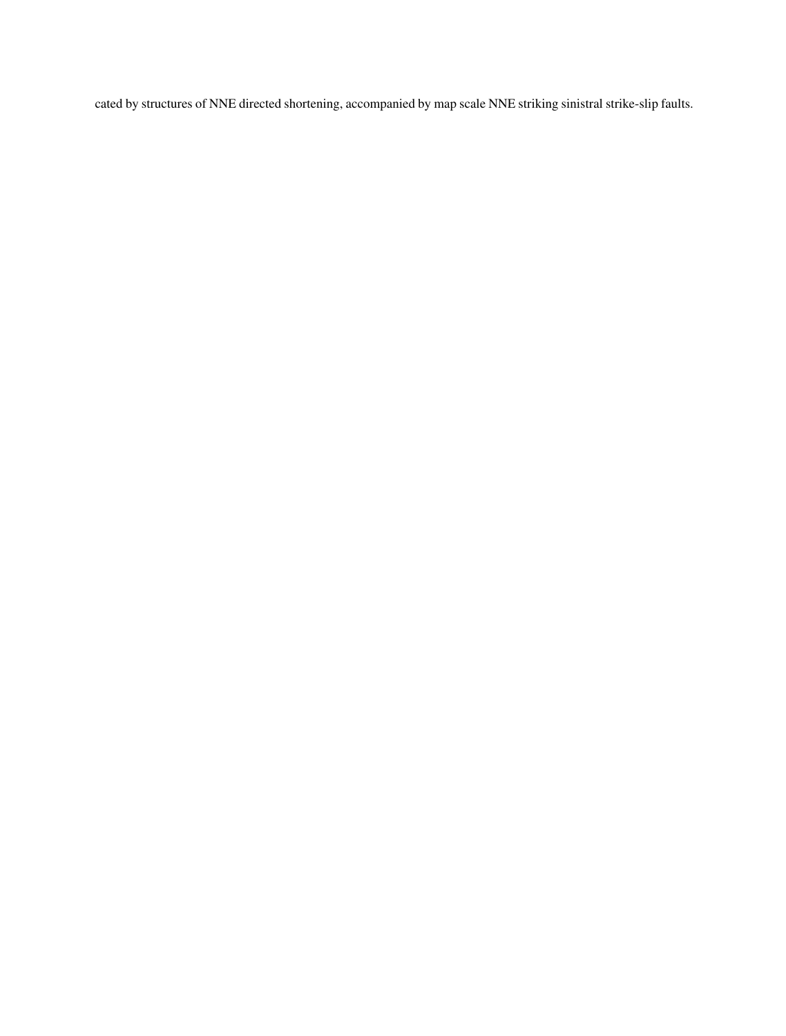cated by structures of NNE directed shortening, accompanied by map scale NNE striking sinistral strike-slip faults.